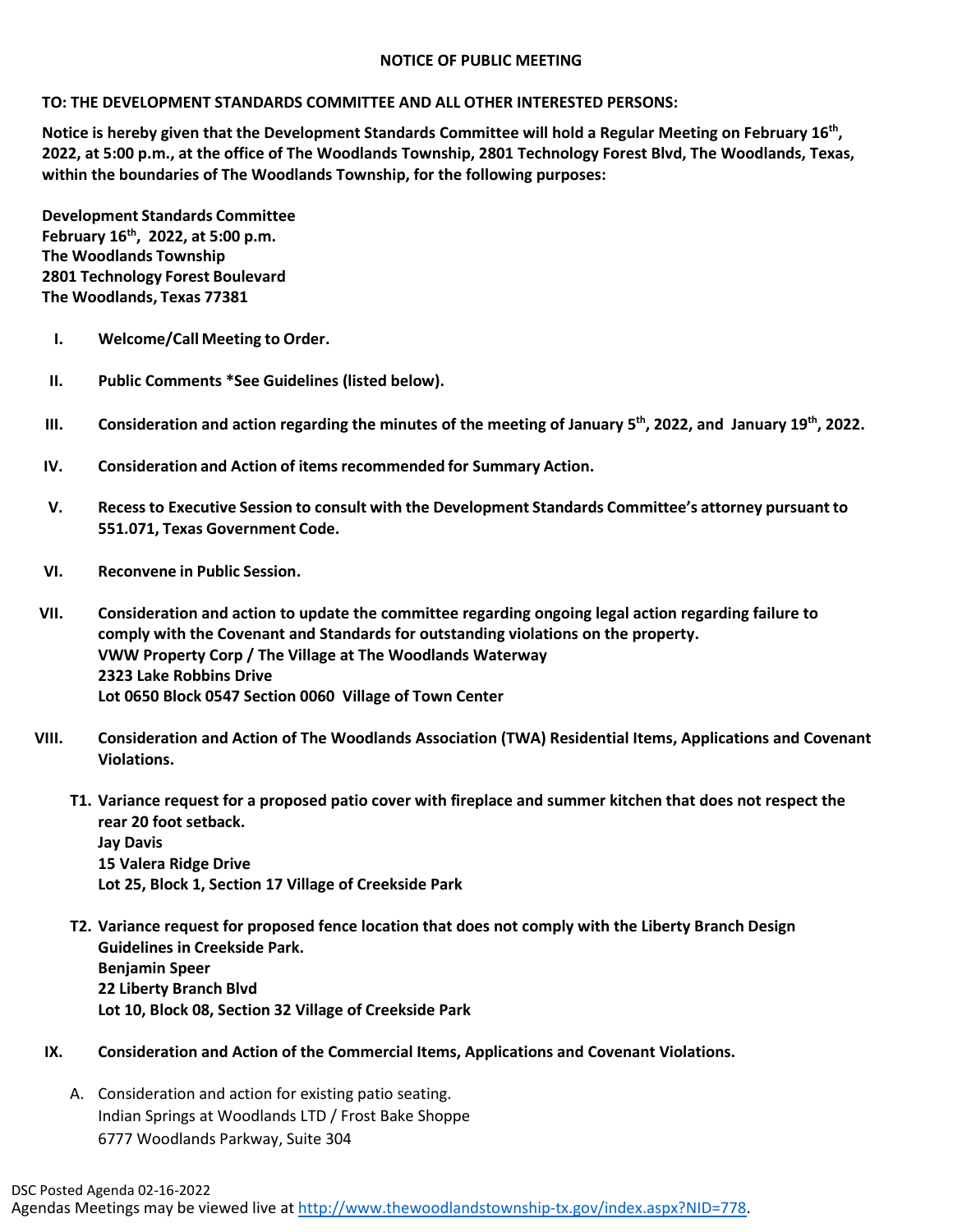# NOTICE OF PUBLIC MEETING

**TO: THE DEVELOPMENT STANDARDS COMMITTEE AND ALL OTHER INTERESTED PERSONS:**

**Notice is hereby given that the Development Standards Committee will hold a Regular Meeting on February 16th, 2022, at 5:00 p.m., at the office of The Woodlands Township, 2801 Technology Forest Blvd, The Woodlands, Texas, within the boundaries of The Woodlands Township, for the following purposes:**

**Development Standards Committee**
**February 16th, 2022, at 5:00 p.m.**
**The Woodlands Township**
**2801 Technology Forest Boulevard**
**The Woodlands, Texas 77381**

- **I. Welcome/Call Meeting to Order.**

- **II. Public Comments *See Guidelines (listed below).**

- **III. Consideration and action regarding the minutes of the meeting of January 5th, 2022, and January 19th, 2022.**

- **IV. Consideration and Action of items recommended for Summary Action.**

- **V. Recess to Executive Session to consult with the Development Standards Committee's attorney pursuant to 551.071, Texas Government Code.**

- **VI. Reconvene in Public Session.**

- **VII. Consideration and action to update the committee regarding ongoing legal action regarding failure to comply with the Covenant and Standards for outstanding violations on the property.**
  **VWW Property Corp / The Village at The Woodlands Waterway**
  **2323 Lake Robbins Drive**
  **Lot 0650 Block 0547 Section 0060 Village of Town Center**

- **VIII. Consideration and Action of The Woodlands Association (TWA) Residential Items, Applications and Covenant Violations.**

  - **T1. Variance request for a proposed patio cover with fireplace and summer kitchen that does not respect the rear 20 foot setback.**
    **Jay Davis**
    **15 Valera Ridge Drive**
    **Lot 25, Block 1, Section 17 Village of Creekside Park**

  - **T2. Variance request for proposed fence location that does not comply with the Liberty Branch Design Guidelines in Creekside Park.**
    **Benjamin Speer**
    **22 Liberty Branch Blvd**
    **Lot 10, Block 08, Section 32 Village of Creekside Park**

- **IX. Consideration and Action of the Commercial Items, Applications and Covenant Violations.**

  - A. Consideration and action for existing patio seating.
    Indian Springs at Woodlands LTD / Frost Bake Shoppe
    6777 Woodlands Parkway, Suite 304

DSC Posted Agenda 02-16-2022
Agendas Meetings may be viewed live at http://www.thewoodlandstownship-tx.gov/index.aspx?NID=778.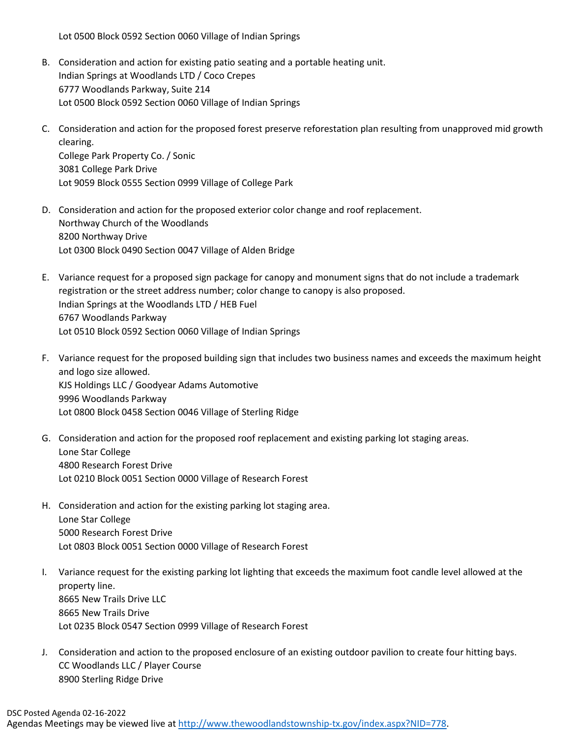Lot 0500 Block 0592 Section 0060 Village of Indian Springs

B. Consideration and action for existing patio seating and a portable heating unit.
   Indian Springs at Woodlands LTD / Coco Crepes
   6777 Woodlands Parkway, Suite 214
   Lot 0500 Block 0592 Section 0060 Village of Indian Springs

C. Consideration and action for the proposed forest preserve reforestation plan resulting from unapproved mid growth clearing.
   College Park Property Co. / Sonic
   3081 College Park Drive
   Lot 9059 Block 0555 Section 0999 Village of College Park

D. Consideration and action for the proposed exterior color change and roof replacement.
   Northway Church of the Woodlands
   8200 Northway Drive
   Lot 0300 Block 0490 Section 0047 Village of Alden Bridge

E. Variance request for a proposed sign package for canopy and monument signs that do not include a trademark registration or the street address number; color change to canopy is also proposed.
   Indian Springs at the Woodlands LTD / HEB Fuel
   6767 Woodlands Parkway
   Lot 0510 Block 0592 Section 0060 Village of Indian Springs

F. Variance request for the proposed building sign that includes two business names and exceeds the maximum height and logo size allowed.
   KJS Holdings LLC / Goodyear Adams Automotive
   9996 Woodlands Parkway
   Lot 0800 Block 0458 Section 0046 Village of Sterling Ridge

G. Consideration and action for the proposed roof replacement and existing parking lot staging areas.
   Lone Star College
   4800 Research Forest Drive
   Lot 0210 Block 0051 Section 0000 Village of Research Forest

H. Consideration and action for the existing parking lot staging area.
   Lone Star College
   5000 Research Forest Drive
   Lot 0803 Block 0051 Section 0000 Village of Research Forest

I. Variance request for the existing parking lot lighting that exceeds the maximum foot candle level allowed at the property line.
   8665 New Trails Drive LLC
   8665 New Trails Drive
   Lot 0235 Block 0547 Section 0999 Village of Research Forest

J. Consideration and action to the proposed enclosure of an existing outdoor pavilion to create four hitting bays.
   CC Woodlands LLC / Player Course
   8900 Sterling Ridge Drive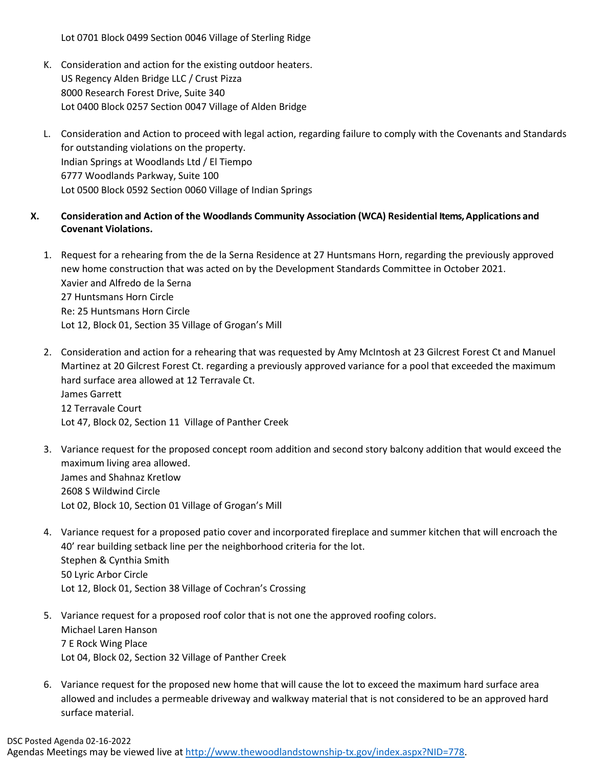Lot 0701 Block 0499 Section 0046 Village of Sterling Ridge

K. Consideration and action for the existing outdoor heaters.
   US Regency Alden Bridge LLC / Crust Pizza
   8000 Research Forest Drive, Suite 340
   Lot 0400 Block 0257 Section 0047 Village of Alden Bridge

L. Consideration and Action to proceed with legal action, regarding failure to comply with the Covenants and Standards for outstanding violations on the property.
   Indian Springs at Woodlands Ltd / El Tiempo
   6777 Woodlands Parkway, Suite 100
   Lot 0500 Block 0592 Section 0060 Village of Indian Springs

**X. Consideration and Action of the Woodlands Community Association (WCA) Residential Items, Applications and Covenant Violations.**

1. Request for a rehearing from the de la Serna Residence at 27 Huntsmans Horn, regarding the previously approved new home construction that was acted on by the Development Standards Committee in October 2021.
   Xavier and Alfredo de la Serna
   27 Huntsmans Horn Circle
   Re: 25 Huntsmans Horn Circle
   Lot 12, Block 01, Section 35 Village of Grogan's Mill

2. Consideration and action for a rehearing that was requested by Amy McIntosh at 23 Gilcrest Forest Ct and Manuel Martinez at 20 Gilcrest Forest Ct. regarding a previously approved variance for a pool that exceeded the maximum hard surface area allowed at 12 Terravale Ct.
   James Garrett
   12 Terravale Court
   Lot 47, Block 02, Section 11 Village of Panther Creek

3. Variance request for the proposed concept room addition and second story balcony addition that would exceed the maximum living area allowed.
   James and Shahnaz Kretlow
   2608 S Wildwind Circle
   Lot 02, Block 10, Section 01 Village of Grogan's Mill

4. Variance request for a proposed patio cover and incorporated fireplace and summer kitchen that will encroach the 40' rear building setback line per the neighborhood criteria for the lot.
   Stephen & Cynthia Smith
   50 Lyric Arbor Circle
   Lot 12, Block 01, Section 38 Village of Cochran's Crossing

5. Variance request for a proposed roof color that is not one the approved roofing colors.
   Michael Laren Hanson
   7 E Rock Wing Place
   Lot 04, Block 02, Section 32 Village of Panther Creek

6. Variance request for the proposed new home that will cause the lot to exceed the maximum hard surface area allowed and includes a permeable driveway and walkway material that is not considered to be an approved hard surface material.

DSC Posted Agenda 02-16-2022
Agendas Meetings may be viewed live at http://www.thewoodlandstownship-tx.gov/index.aspx?NID=778.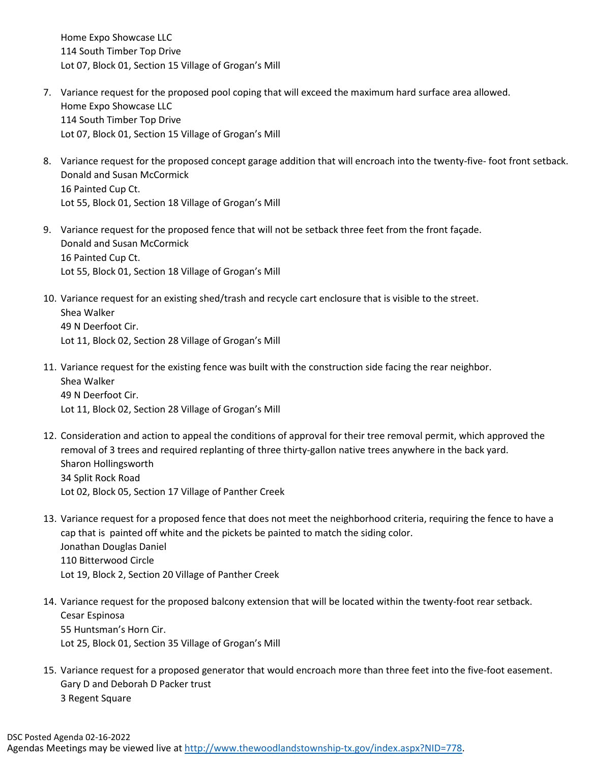Home Expo Showcase LLC
114 South Timber Top Drive
Lot 07, Block 01, Section 15 Village of Grogan's Mill

7. Variance request for the proposed pool coping that will exceed the maximum hard surface area allowed.
   Home Expo Showcase LLC
   114 South Timber Top Drive
   Lot 07, Block 01, Section 15 Village of Grogan's Mill

8. Variance request for the proposed concept garage addition that will encroach into the twenty-five- foot front setback.
   Donald and Susan McCormick
   16 Painted Cup Ct.
   Lot 55, Block 01, Section 18 Village of Grogan's Mill

9. Variance request for the proposed fence that will not be setback three feet from the front façade.
   Donald and Susan McCormick
   16 Painted Cup Ct.
   Lot 55, Block 01, Section 18 Village of Grogan's Mill

10. Variance request for an existing shed/trash and recycle cart enclosure that is visible to the street.
    Shea Walker
    49 N Deerfoot Cir.
    Lot 11, Block 02, Section 28 Village of Grogan's Mill

11. Variance request for the existing fence was built with the construction side facing the rear neighbor.
    Shea Walker
    49 N Deerfoot Cir.
    Lot 11, Block 02, Section 28 Village of Grogan's Mill

12. Consideration and action to appeal the conditions of approval for their tree removal permit, which approved the removal of 3 trees and required replanting of three thirty-gallon native trees anywhere in the back yard.
    Sharon Hollingsworth
    34 Split Rock Road
    Lot 02, Block 05, Section 17 Village of Panther Creek

13. Variance request for a proposed fence that does not meet the neighborhood criteria, requiring the fence to have a cap that is painted off white and the pickets be painted to match the siding color.
    Jonathan Douglas Daniel
    110 Bitterwood Circle
    Lot 19, Block 2, Section 20 Village of Panther Creek

14. Variance request for the proposed balcony extension that will be located within the twenty-foot rear setback.
    Cesar Espinosa
    55 Huntsman's Horn Cir.
    Lot 25, Block 01, Section 35 Village of Grogan's Mill

15. Variance request for a proposed generator that would encroach more than three feet into the five-foot easement.
    Gary D and Deborah D Packer trust
    3 Regent Square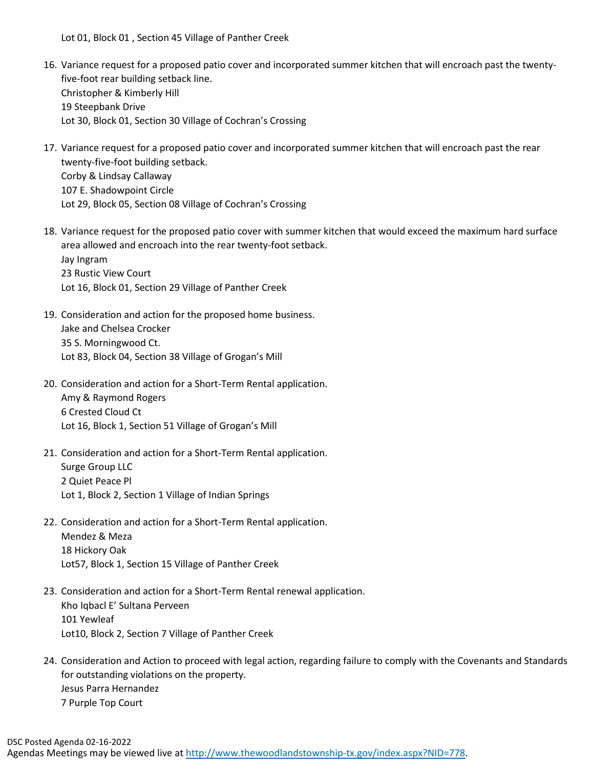Lot 01, Block 01 , Section 45 Village of Panther Creek

16. Variance request for a proposed patio cover and incorporated summer kitchen that will encroach past the twenty-five-foot rear building setback line.
    Christopher & Kimberly Hill
    19 Steepbank Drive
    Lot 30, Block 01, Section 30 Village of Cochran's Crossing

17. Variance request for a proposed patio cover and incorporated summer kitchen that will encroach past the rear twenty-five-foot building setback.
    Corby & Lindsay Callaway
    107 E. Shadowpoint Circle
    Lot 29, Block 05, Section 08 Village of Cochran's Crossing

18. Variance request for the proposed patio cover with summer kitchen that would exceed the maximum hard surface area allowed and encroach into the rear twenty-foot setback.
    Jay Ingram
    23 Rustic View Court
    Lot 16, Block 01, Section 29 Village of Panther Creek

19. Consideration and action for the proposed home business.
    Jake and Chelsea Crocker
    35 S. Morningwood Ct.
    Lot 83, Block 04, Section 38 Village of Grogan's Mill

20. Consideration and action for a Short-Term Rental application.
    Amy & Raymond Rogers
    6 Crested Cloud Ct
    Lot 16, Block 1, Section 51 Village of Grogan's Mill

21. Consideration and action for a Short-Term Rental application.
    Surge Group LLC
    2 Quiet Peace Pl
    Lot 1, Block 2, Section 1 Village of Indian Springs

22. Consideration and action for a Short-Term Rental application.
    Mendez & Meza
    18 Hickory Oak
    Lot57, Block 1, Section 15 Village of Panther Creek

23. Consideration and action for a Short-Term Rental renewal application.
    Kho Iqbacl E' Sultana Perveen
    101 Yewleaf
    Lot10, Block 2, Section 7 Village of Panther Creek

24. Consideration and Action to proceed with legal action, regarding failure to comply with the Covenants and Standards for outstanding violations on the property.
    Jesus Parra Hernandez
    7 Purple Top Court

DSC Posted Agenda 02-16-2022
Agendas Meetings may be viewed live at http://www.thewoodlandstownship-tx.gov/index.aspx?NID=778.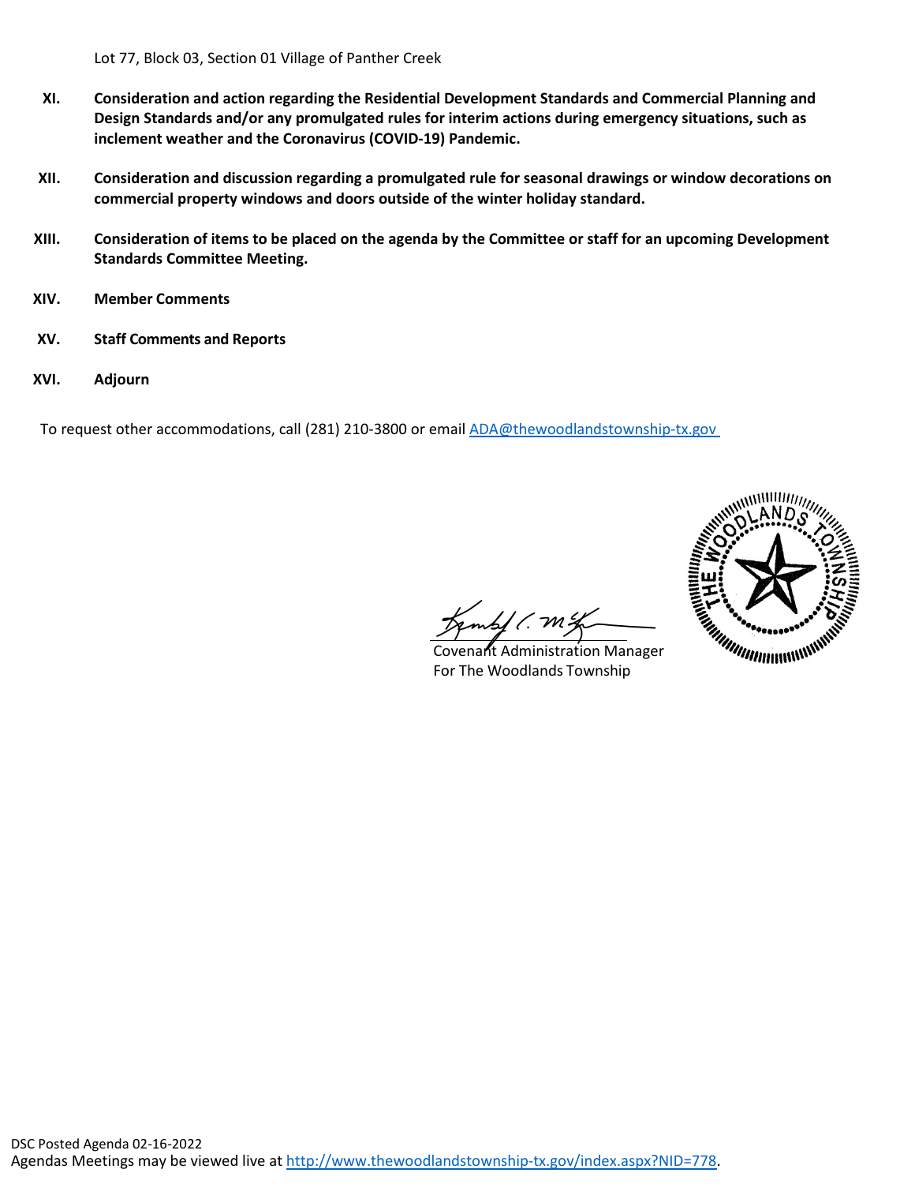Lot 77, Block 03, Section 01 Village of Panther Creek

XI. **Consideration and action regarding the Residential Development Standards and Commercial Planning and Design Standards and/or any promulgated rules for interim actions during emergency situations, such as inclement weather and the Coronavirus (COVID-19) Pandemic.**

XII. **Consideration and discussion regarding a promulgated rule for seasonal drawings or window decorations on commercial property windows and doors outside of the winter holiday standard.**

XIII. **Consideration of items to be placed on the agenda by the Committee or staff for an upcoming Development Standards Committee Meeting.**

XIV. **Member Comments**

XV. **Staff Comments and Reports**

XVI. **Adjourn**

To request other accommodations, call (281) 210-3800 or email [ADA@thewoodlandstownship-tx.gov](mailto:ADA@thewoodlandstownship-tx.gov)

Covenant Administration Manager
For The Woodlands Township

DSC Posted Agenda 02-16-2022

Agendas Meetings may be viewed live at [http://www.thewoodlandstownship-tx.gov/index.aspx?NID=778](http://www.thewoodlandstownship-tx.gov/index.aspx?NID=778).